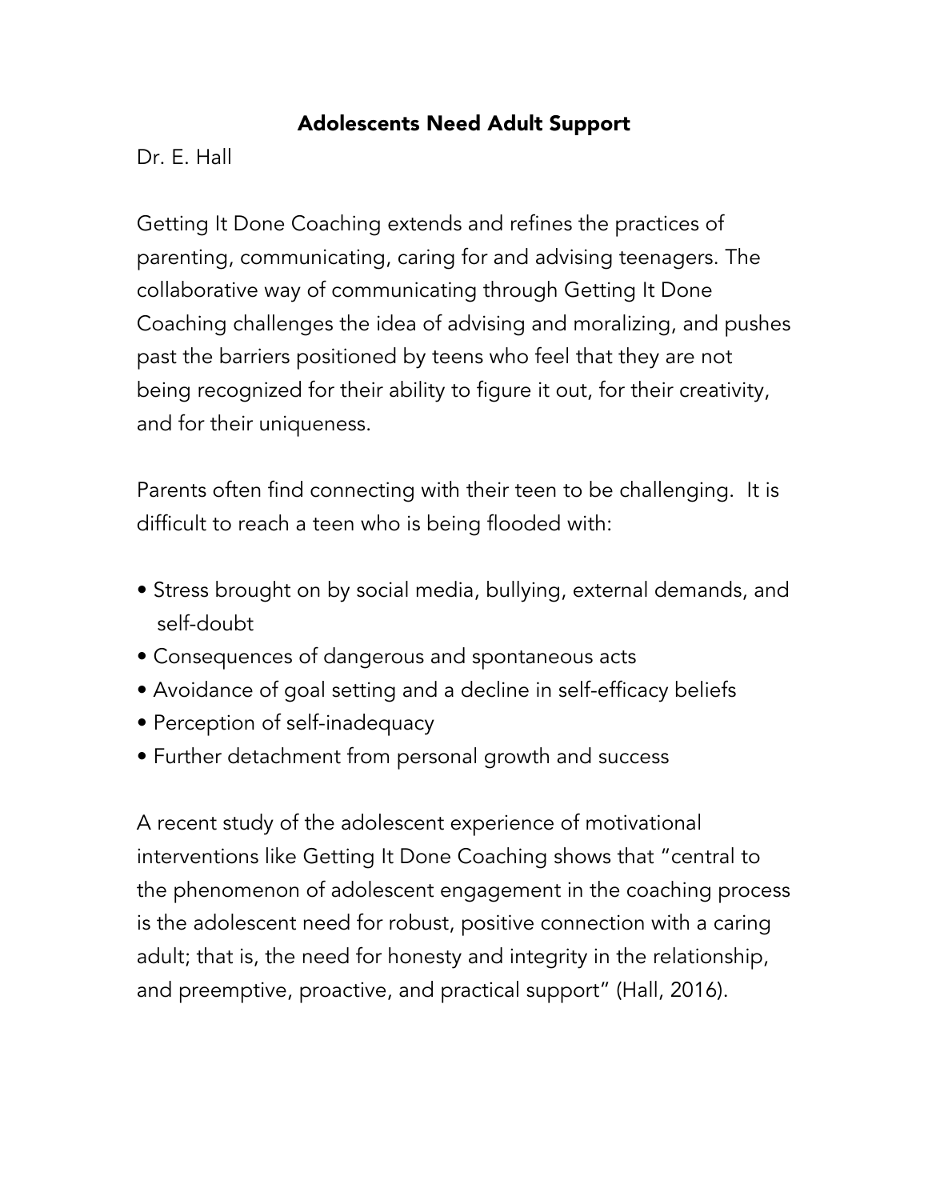# Adolescents Need Adult Support

Dr. E. Hall

Getting It Done Coaching extends and refines the practices of parenting, communicating, caring for and advising teenagers. The collaborative way of communicating through Getting It Done Coaching challenges the idea of advising and moralizing, and pushes past the barriers positioned by teens who feel that they are not being recognized for their ability to figure it out, for their creativity, and for their uniqueness.

Parents often find connecting with their teen to be challenging. It is difficult to reach a teen who is being flooded with:

- Stress brought on by social media, bullying, external demands, and self-doubt
- Consequences of dangerous and spontaneous acts
- Avoidance of goal setting and a decline in self-efficacy beliefs
- Perception of self-inadequacy
- Further detachment from personal growth and success

A recent study of the adolescent experience of motivational interventions like Getting It Done Coaching shows that "central to the phenomenon of adolescent engagement in the coaching process is the adolescent need for robust, positive connection with a caring adult; that is, the need for honesty and integrity in the relationship, and preemptive, proactive, and practical support" (Hall, 2016).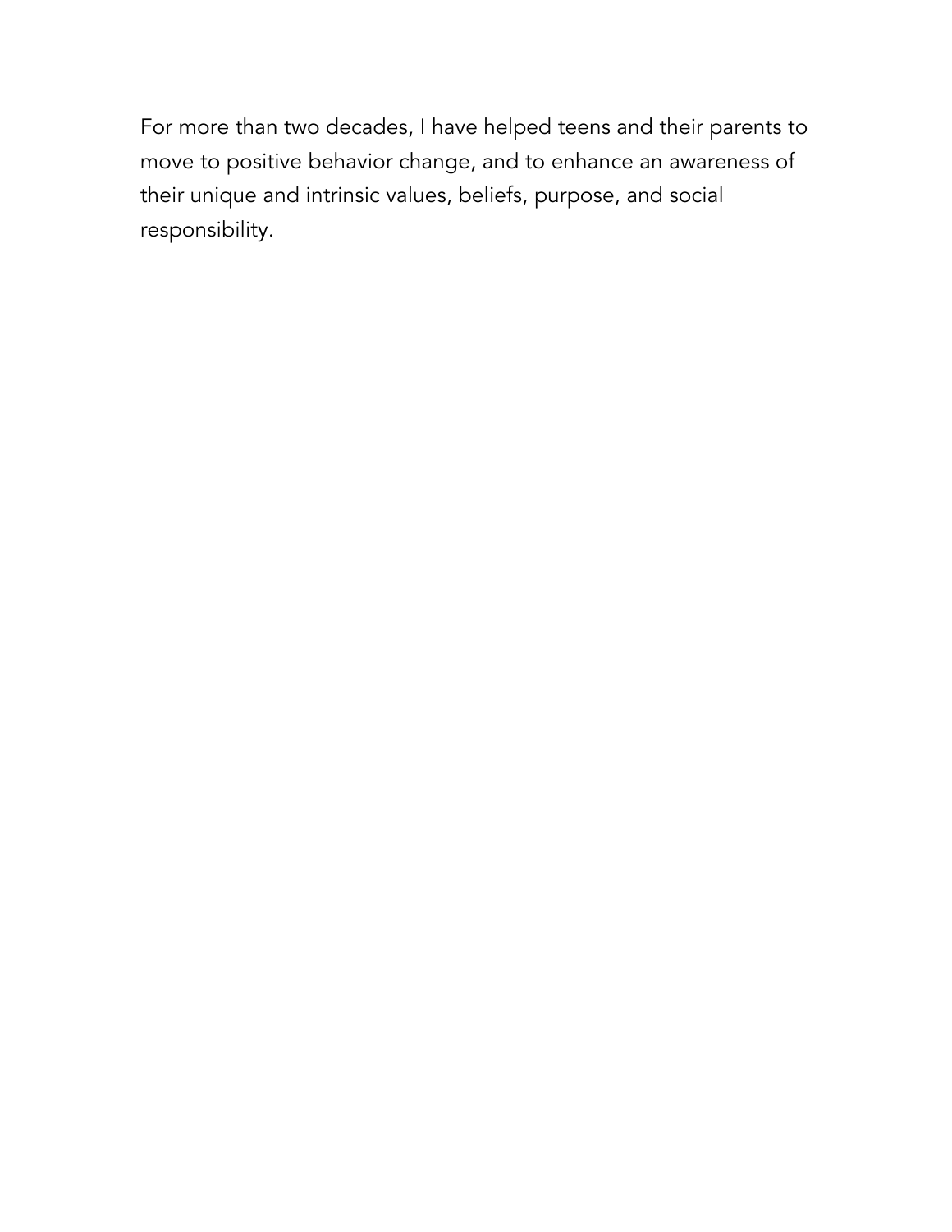For more than two decades, I have helped teens and their parents to move to positive behavior change, and to enhance an awareness of their unique and intrinsic values, beliefs, purpose, and social responsibility.